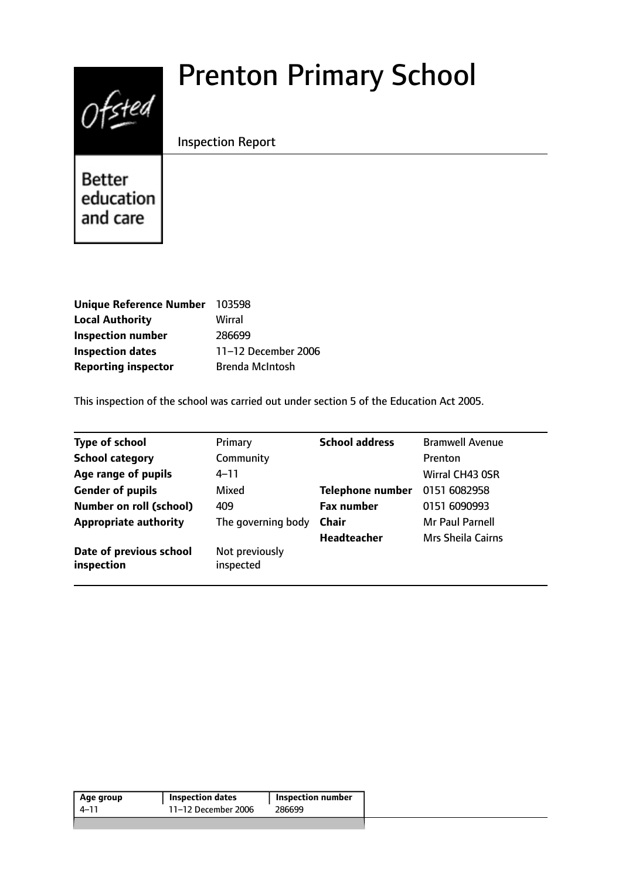# Prenton Primary School

Inspection Report

Better education and care

| | |
|---|---|
| **Unique Reference Number** | 103598 |
| **Local Authority** | Wirral |
| **Inspection number** | 286699 |
| **Inspection dates** | 11–12 December 2006 |
| **Reporting inspector** | Brenda McIntosh |

This inspection of the school was carried out under section 5 of the Education Act 2005.

| | | | |
|---|---|---|---|
| **Type of school** | Primary | **School address** | Bramwell Avenue |
| **School category** | Community | | Prenton |
| **Age range of pupils** | 4–11 | | Wirral CH43 0SR |
| **Gender of pupils** | Mixed | **Telephone number** | 0151 6082958 |
| **Number on roll (school)** | 409 | **Fax number** | 0151 6090993 |
| **Appropriate authority** | The governing body | **Chair** | Mr Paul Parnell |
| | | **Headteacher** | Mrs Sheila Cairns |
| **Date of previous school inspection** | Not previously inspected | | |

| Age group | Inspection dates | Inspection number |
|---|---|---|
| 4–11 | 11–12 December 2006 | 286699 |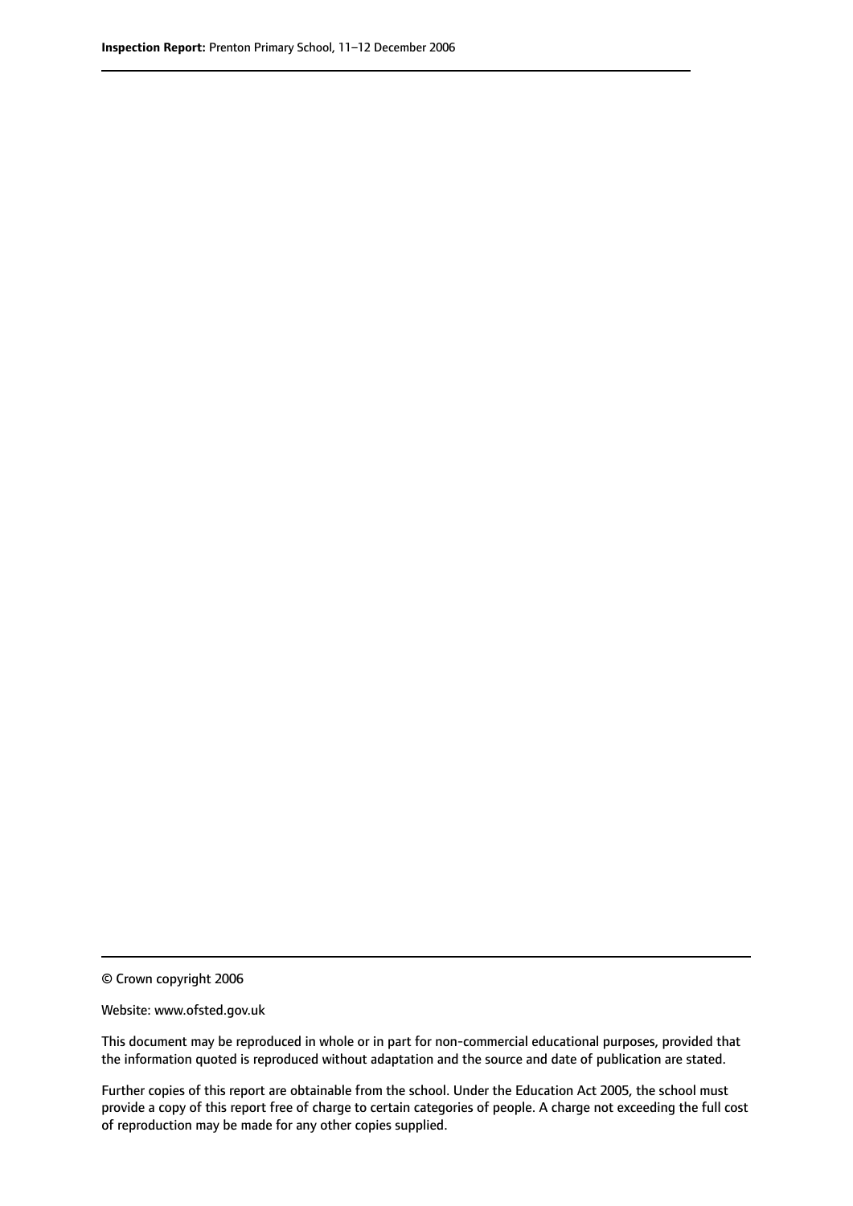© Crown copyright 2006

Website: www.ofsted.gov.uk

This document may be reproduced in whole or in part for non-commercial educational purposes, provided that the information quoted is reproduced without adaptation and the source and date of publication are stated.

Further copies of this report are obtainable from the school. Under the Education Act 2005, the school must provide a copy of this report free of charge to certain categories of people. A charge not exceeding the full cost of reproduction may be made for any other copies supplied.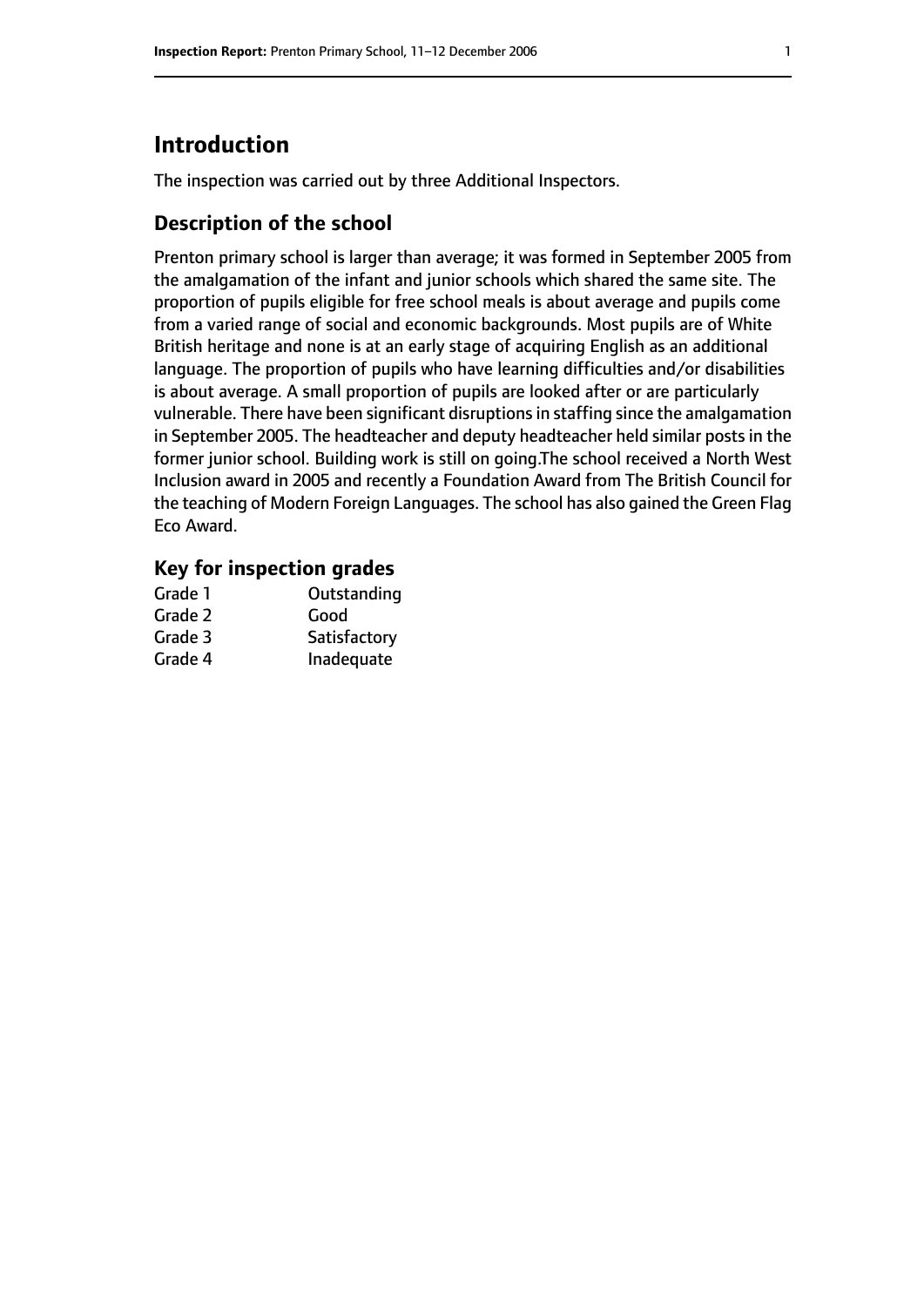# Introduction

The inspection was carried out by three Additional Inspectors.

## Description of the school

Prenton primary school is larger than average; it was formed in September 2005 from the amalgamation of the infant and junior schools which shared the same site. The proportion of pupils eligible for free school meals is about average and pupils come from a varied range of social and economic backgrounds. Most pupils are of White British heritage and none is at an early stage of acquiring English as an additional language. The proportion of pupils who have learning difficulties and/or disabilities is about average. A small proportion of pupils are looked after or are particularly vulnerable. There have been significant disruptions in staffing since the amalgamation in September 2005. The headteacher and deputy headteacher held similar posts in the former junior school. Building work is still on going.The school received a North West Inclusion award in 2005 and recently a Foundation Award from The British Council for the teaching of Modern Foreign Languages. The school has also gained the Green Flag Eco Award.

## Key for inspection grades

| | |
|---|---|
| Grade 1 | Outstanding |
| Grade 2 | Good |
| Grade 3 | Satisfactory |
| Grade 4 | Inadequate |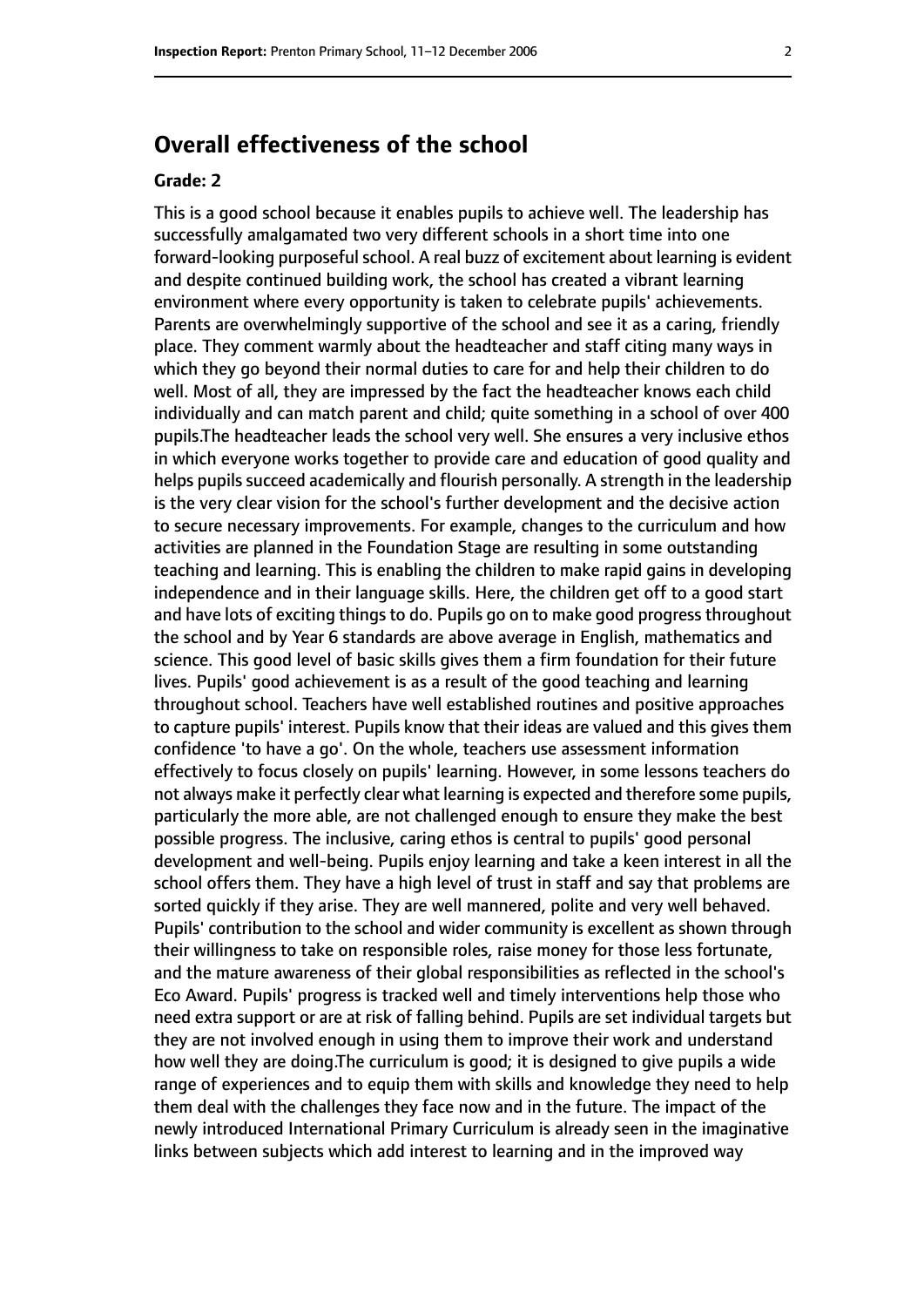# Overall effectiveness of the school

**Grade: 2**

This is a good school because it enables pupils to achieve well. The leadership has successfully amalgamated two very different schools in a short time into one forward-looking purposeful school. A real buzz of excitement about learning is evident and despite continued building work, the school has created a vibrant learning environment where every opportunity is taken to celebrate pupils' achievements. Parents are overwhelmingly supportive of the school and see it as a caring, friendly place. They comment warmly about the headteacher and staff citing many ways in which they go beyond their normal duties to care for and help their children to do well. Most of all, they are impressed by the fact the headteacher knows each child individually and can match parent and child; quite something in a school of over 400 pupils.The headteacher leads the school very well. She ensures a very inclusive ethos in which everyone works together to provide care and education of good quality and helps pupils succeed academically and flourish personally. A strength in the leadership is the very clear vision for the school's further development and the decisive action to secure necessary improvements. For example, changes to the curriculum and how activities are planned in the Foundation Stage are resulting in some outstanding teaching and learning. This is enabling the children to make rapid gains in developing independence and in their language skills. Here, the children get off to a good start and have lots of exciting things to do. Pupils go on to make good progress throughout the school and by Year 6 standards are above average in English, mathematics and science. This good level of basic skills gives them a firm foundation for their future lives. Pupils' good achievement is as a result of the good teaching and learning throughout school. Teachers have well established routines and positive approaches to capture pupils' interest. Pupils know that their ideas are valued and this gives them confidence 'to have a go'. On the whole, teachers use assessment information effectively to focus closely on pupils' learning. However, in some lessons teachers do not always make it perfectly clear what learning is expected and therefore some pupils, particularly the more able, are not challenged enough to ensure they make the best possible progress. The inclusive, caring ethos is central to pupils' good personal development and well-being. Pupils enjoy learning and take a keen interest in all the school offers them. They have a high level of trust in staff and say that problems are sorted quickly if they arise. They are well mannered, polite and very well behaved. Pupils' contribution to the school and wider community is excellent as shown through their willingness to take on responsible roles, raise money for those less fortunate, and the mature awareness of their global responsibilities as reflected in the school's Eco Award. Pupils' progress is tracked well and timely interventions help those who need extra support or are at risk of falling behind. Pupils are set individual targets but they are not involved enough in using them to improve their work and understand how well they are doing.The curriculum is good; it is designed to give pupils a wide range of experiences and to equip them with skills and knowledge they need to help them deal with the challenges they face now and in the future. The impact of the newly introduced International Primary Curriculum is already seen in the imaginative links between subjects which add interest to learning and in the improved way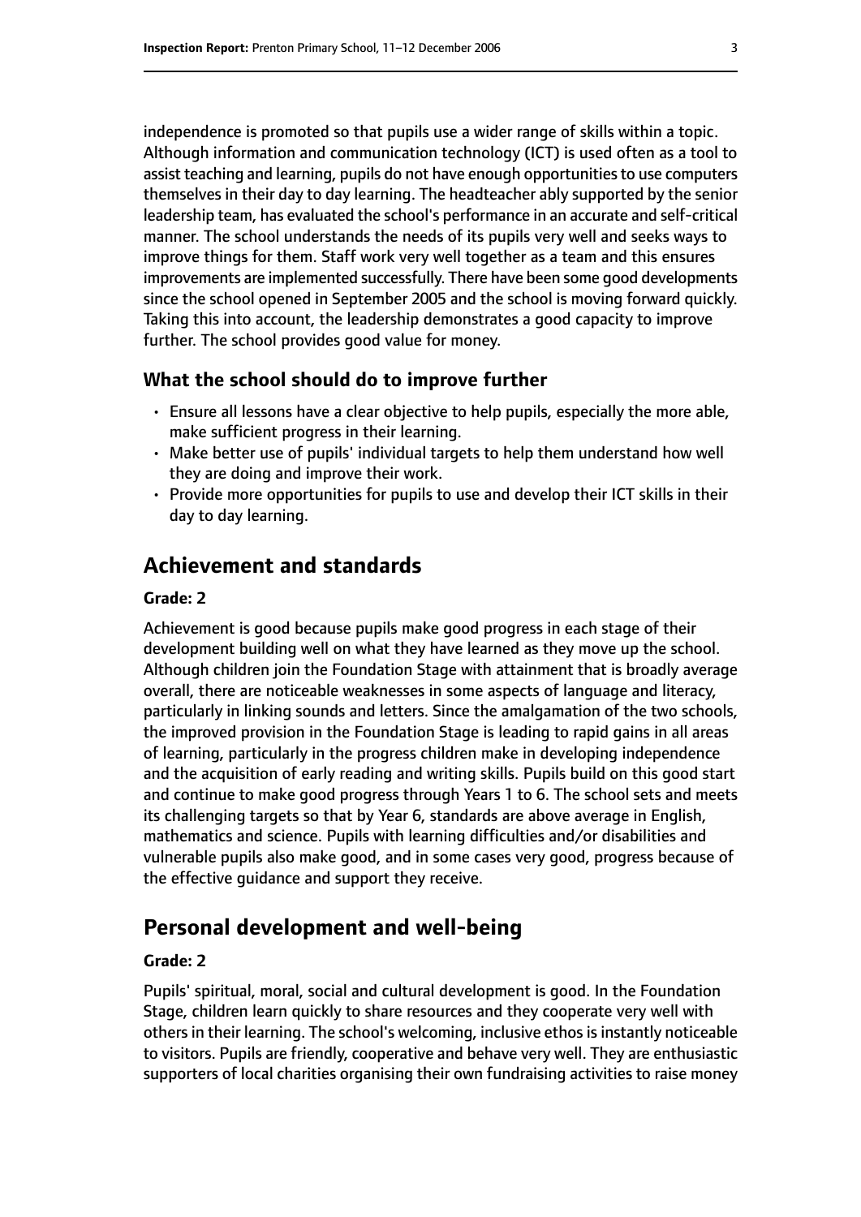independence is promoted so that pupils use a wider range of skills within a topic. Although information and communication technology (ICT) is used often as a tool to assist teaching and learning, pupils do not have enough opportunities to use computers themselves in their day to day learning. The headteacher ably supported by the senior leadership team, has evaluated the school's performance in an accurate and self-critical manner. The school understands the needs of its pupils very well and seeks ways to improve things for them. Staff work very well together as a team and this ensures improvements are implemented successfully. There have been some good developments since the school opened in September 2005 and the school is moving forward quickly. Taking this into account, the leadership demonstrates a good capacity to improve further. The school provides good value for money.

### What the school should do to improve further

- Ensure all lessons have a clear objective to help pupils, especially the more able, make sufficient progress in their learning.
- Make better use of pupils' individual targets to help them understand how well they are doing and improve their work.
- Provide more opportunities for pupils to use and develop their ICT skills in their day to day learning.

## Achievement and standards

**Grade: 2**

Achievement is good because pupils make good progress in each stage of their development building well on what they have learned as they move up the school. Although children join the Foundation Stage with attainment that is broadly average overall, there are noticeable weaknesses in some aspects of language and literacy, particularly in linking sounds and letters. Since the amalgamation of the two schools, the improved provision in the Foundation Stage is leading to rapid gains in all areas of learning, particularly in the progress children make in developing independence and the acquisition of early reading and writing skills. Pupils build on this good start and continue to make good progress through Years 1 to 6. The school sets and meets its challenging targets so that by Year 6, standards are above average in English, mathematics and science. Pupils with learning difficulties and/or disabilities and vulnerable pupils also make good, and in some cases very good, progress because of the effective guidance and support they receive.

## Personal development and well-being

**Grade: 2**

Pupils' spiritual, moral, social and cultural development is good. In the Foundation Stage, children learn quickly to share resources and they cooperate very well with others in their learning. The school's welcoming, inclusive ethos is instantly noticeable to visitors. Pupils are friendly, cooperative and behave very well. They are enthusiastic supporters of local charities organising their own fundraising activities to raise money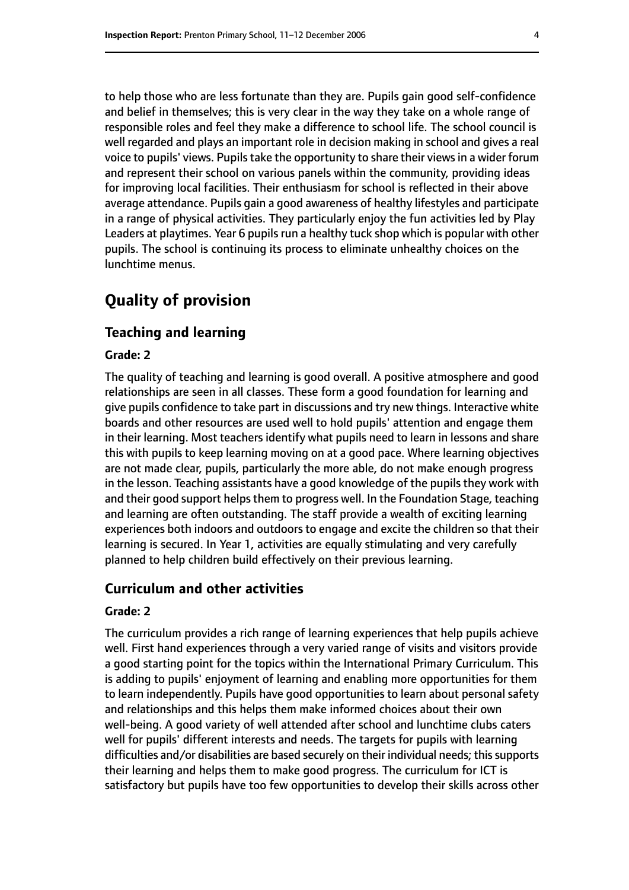to help those who are less fortunate than they are. Pupils gain good self-confidence and belief in themselves; this is very clear in the way they take on a whole range of responsible roles and feel they make a difference to school life. The school council is well regarded and plays an important role in decision making in school and gives a real voice to pupils' views. Pupils take the opportunity to share their views in a wider forum and represent their school on various panels within the community, providing ideas for improving local facilities. Their enthusiasm for school is reflected in their above average attendance. Pupils gain a good awareness of healthy lifestyles and participate in a range of physical activities. They particularly enjoy the fun activities led by Play Leaders at playtimes. Year 6 pupils run a healthy tuck shop which is popular with other pupils. The school is continuing its process to eliminate unhealthy choices on the lunchtime menus.

# Quality of provision

## Teaching and learning

#### Grade: 2

The quality of teaching and learning is good overall. A positive atmosphere and good relationships are seen in all classes. These form a good foundation for learning and give pupils confidence to take part in discussions and try new things. Interactive white boards and other resources are used well to hold pupils' attention and engage them in their learning. Most teachers identify what pupils need to learn in lessons and share this with pupils to keep learning moving on at a good pace. Where learning objectives are not made clear, pupils, particularly the more able, do not make enough progress in the lesson. Teaching assistants have a good knowledge of the pupils they work with and their good support helps them to progress well. In the Foundation Stage, teaching and learning are often outstanding. The staff provide a wealth of exciting learning experiences both indoors and outdoors to engage and excite the children so that their learning is secured. In Year 1, activities are equally stimulating and very carefully planned to help children build effectively on their previous learning.

## Curriculum and other activities

#### Grade: 2

The curriculum provides a rich range of learning experiences that help pupils achieve well. First hand experiences through a very varied range of visits and visitors provide a good starting point for the topics within the International Primary Curriculum. This is adding to pupils' enjoyment of learning and enabling more opportunities for them to learn independently. Pupils have good opportunities to learn about personal safety and relationships and this helps them make informed choices about their own well-being. A good variety of well attended after school and lunchtime clubs caters well for pupils' different interests and needs. The targets for pupils with learning difficulties and/or disabilities are based securely on their individual needs; this supports their learning and helps them to make good progress. The curriculum for ICT is satisfactory but pupils have too few opportunities to develop their skills across other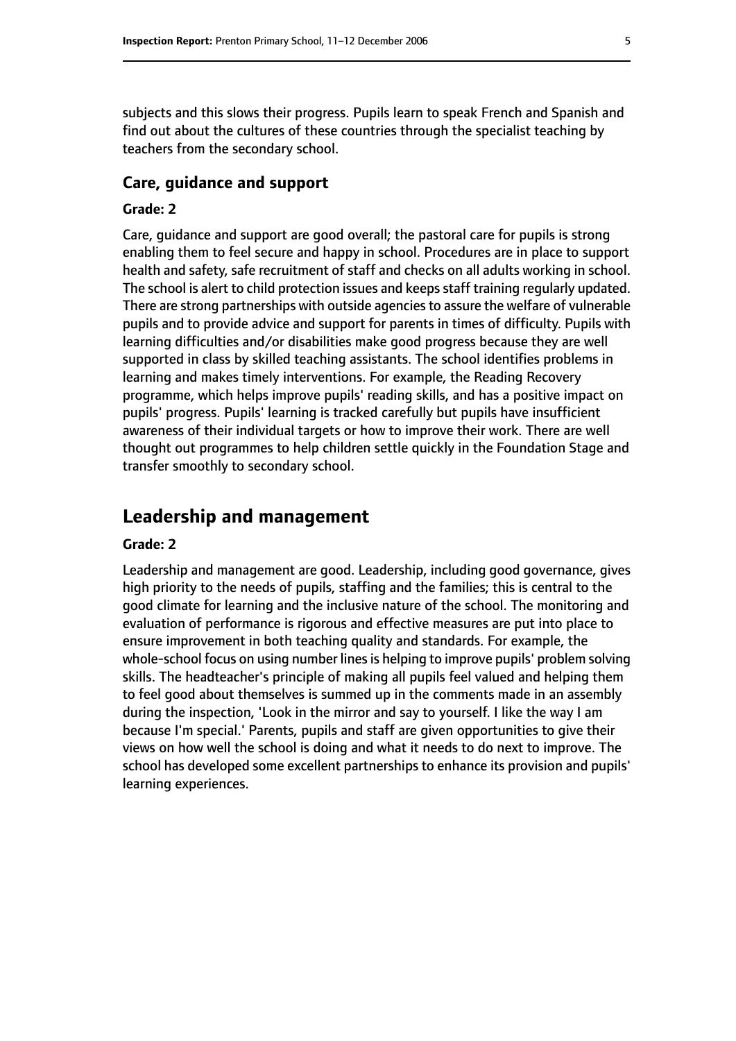subjects and this slows their progress. Pupils learn to speak French and Spanish and find out about the cultures of these countries through the specialist teaching by teachers from the secondary school.

### Care, guidance and support

#### Grade: 2

Care, guidance and support are good overall; the pastoral care for pupils is strong enabling them to feel secure and happy in school. Procedures are in place to support health and safety, safe recruitment of staff and checks on all adults working in school. The school is alert to child protection issues and keeps staff training regularly updated. There are strong partnerships with outside agencies to assure the welfare of vulnerable pupils and to provide advice and support for parents in times of difficulty. Pupils with learning difficulties and/or disabilities make good progress because they are well supported in class by skilled teaching assistants. The school identifies problems in learning and makes timely interventions. For example, the Reading Recovery programme, which helps improve pupils' reading skills, and has a positive impact on pupils' progress. Pupils' learning is tracked carefully but pupils have insufficient awareness of their individual targets or how to improve their work. There are well thought out programmes to help children settle quickly in the Foundation Stage and transfer smoothly to secondary school.

## Leadership and management

#### Grade: 2

Leadership and management are good. Leadership, including good governance, gives high priority to the needs of pupils, staffing and the families; this is central to the good climate for learning and the inclusive nature of the school. The monitoring and evaluation of performance is rigorous and effective measures are put into place to ensure improvement in both teaching quality and standards. For example, the whole-school focus on using number lines is helping to improve pupils' problem solving skills. The headteacher's principle of making all pupils feel valued and helping them to feel good about themselves is summed up in the comments made in an assembly during the inspection, 'Look in the mirror and say to yourself. I like the way I am because I'm special.' Parents, pupils and staff are given opportunities to give their views on how well the school is doing and what it needs to do next to improve. The school has developed some excellent partnerships to enhance its provision and pupils' learning experiences.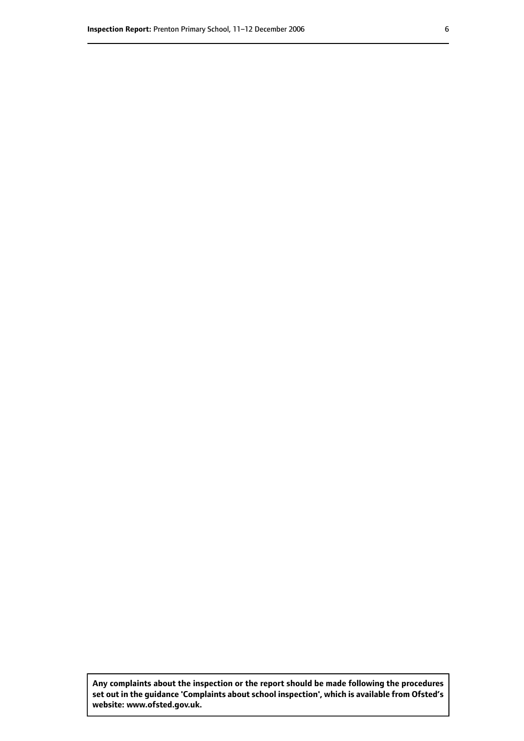**Any complaints about the inspection or the report should be made following the procedures set out in the guidance 'Complaints about school inspection', which is available from Ofsted's website: www.ofsted.gov.uk.**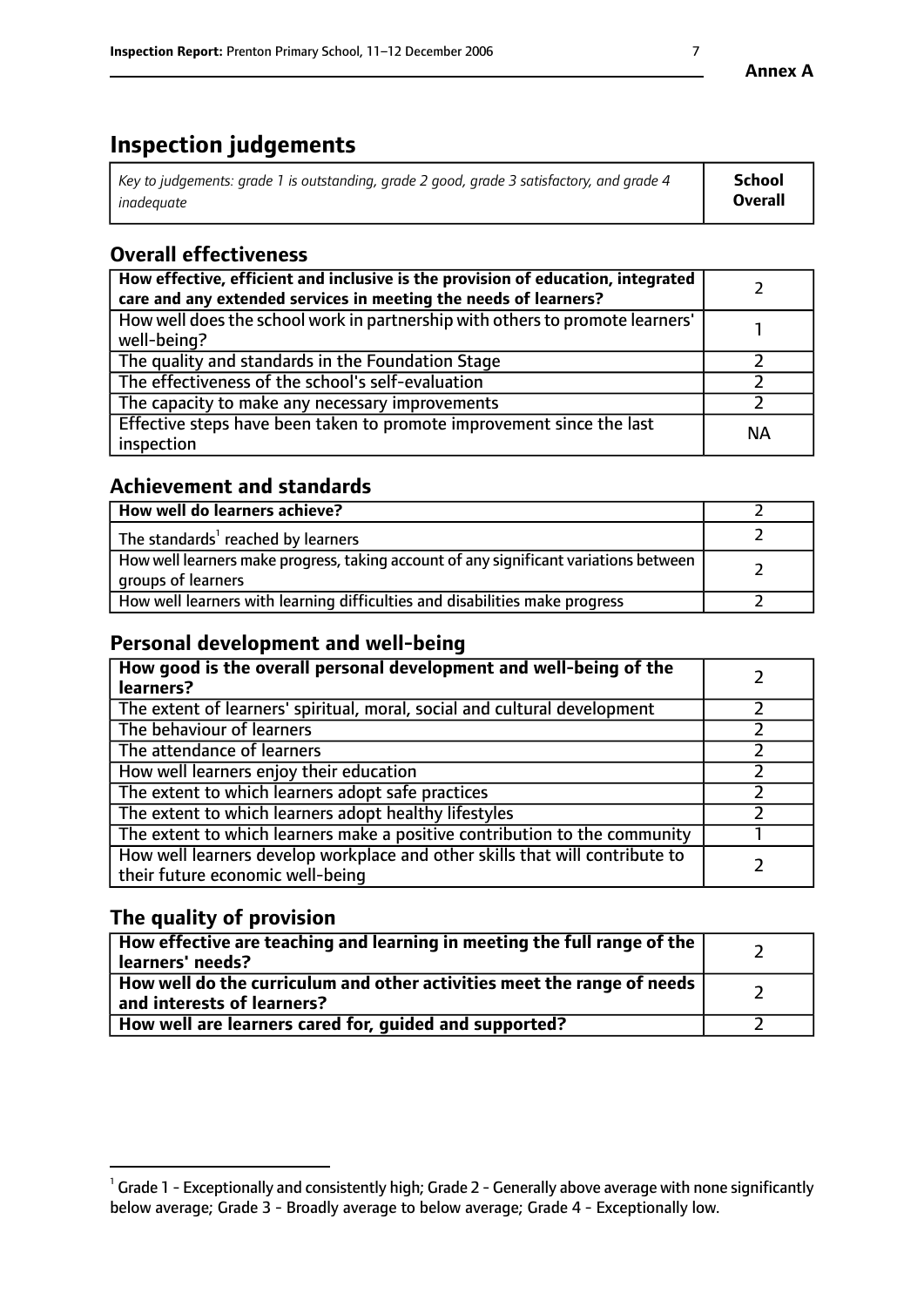**Annex A**

# Inspection judgements

| *Key to judgements: grade 1 is outstanding, grade 2 good, grade 3 satisfactory, and grade 4 inadequate* | **School Overall** |
|---|---|

## Overall effectiveness

| | |
|---|---|
| **How effective, efficient and inclusive is the provision of education, integrated care and any extended services in meeting the needs of learners?** | 2 |
| How well does the school work in partnership with others to promote learners' well-being? | 1 |
| The quality and standards in the Foundation Stage | 2 |
| The effectiveness of the school's self-evaluation | 2 |
| The capacity to make any necessary improvements | 2 |
| Effective steps have been taken to promote improvement since the last inspection | NA |

## Achievement and standards

| | |
|---|---|
| **How well do learners achieve?** | 2 |
| The standards[1] reached by learners | 2 |
| How well learners make progress, taking account of any significant variations between groups of learners | 2 |
| How well learners with learning difficulties and disabilities make progress | 2 |

## Personal development and well-being

| | |
|---|---|
| **How good is the overall personal development and well-being of the learners?** | 2 |
| The extent of learners' spiritual, moral, social and cultural development | 2 |
| The behaviour of learners | 2 |
| The attendance of learners | 2 |
| How well learners enjoy their education | 2 |
| The extent to which learners adopt safe practices | 2 |
| The extent to which learners adopt healthy lifestyles | 2 |
| The extent to which learners make a positive contribution to the community | 1 |
| How well learners develop workplace and other skills that will contribute to their future economic well-being | 2 |

## The quality of provision

| | |
|---|---|
| **How effective are teaching and learning in meeting the full range of the learners' needs?** | 2 |
| **How well do the curriculum and other activities meet the range of needs and interests of learners?** | 2 |
| **How well are learners cared for, guided and supported?** | 2 |

[1] Grade 1 - Exceptionally and consistently high; Grade 2 - Generally above average with none significantly below average; Grade 3 - Broadly average to below average; Grade 4 - Exceptionally low.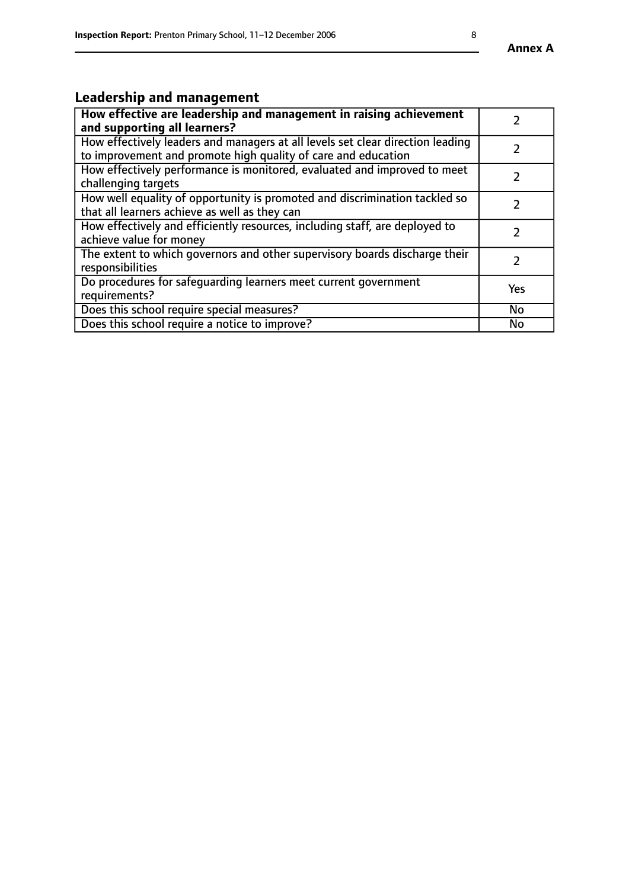## Leadership and management

| **How effective are leadership and management in raising achievement and supporting all learners?** | 2 |
|---|---|
| How effectively leaders and managers at all levels set clear direction leading to improvement and promote high quality of care and education | 2 |
| How effectively performance is monitored, evaluated and improved to meet challenging targets | 2 |
| How well equality of opportunity is promoted and discrimination tackled so that all learners achieve as well as they can | 2 |
| How effectively and efficiently resources, including staff, are deployed to achieve value for money | 2 |
| The extent to which governors and other supervisory boards discharge their responsibilities | 2 |
| Do procedures for safeguarding learners meet current government requirements? | Yes |
| Does this school require special measures? | No |
| Does this school require a notice to improve? | No |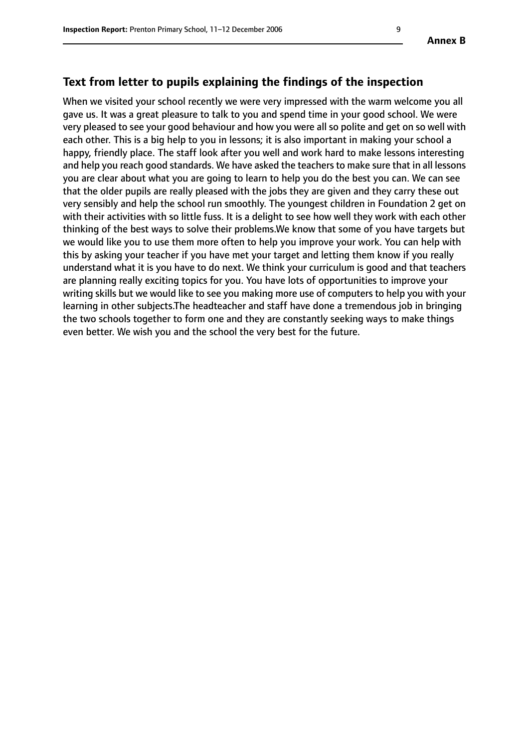## Text from letter to pupils explaining the findings of the inspection

When we visited your school recently we were very impressed with the warm welcome you all gave us. It was a great pleasure to talk to you and spend time in your good school. We were very pleased to see your good behaviour and how you were all so polite and get on so well with each other. This is a big help to you in lessons; it is also important in making your school a happy, friendly place. The staff look after you well and work hard to make lessons interesting and help you reach good standards. We have asked the teachers to make sure that in all lessons you are clear about what you are going to learn to help you do the best you can. We can see that the older pupils are really pleased with the jobs they are given and they carry these out very sensibly and help the school run smoothly. The youngest children in Foundation 2 get on with their activities with so little fuss. It is a delight to see how well they work with each other thinking of the best ways to solve their problems.We know that some of you have targets but we would like you to use them more often to help you improve your work. You can help with this by asking your teacher if you have met your target and letting them know if you really understand what it is you have to do next. We think your curriculum is good and that teachers are planning really exciting topics for you. You have lots of opportunities to improve your writing skills but we would like to see you making more use of computers to help you with your learning in other subjects.The headteacher and staff have done a tremendous job in bringing the two schools together to form one and they are constantly seeking ways to make things even better. We wish you and the school the very best for the future.